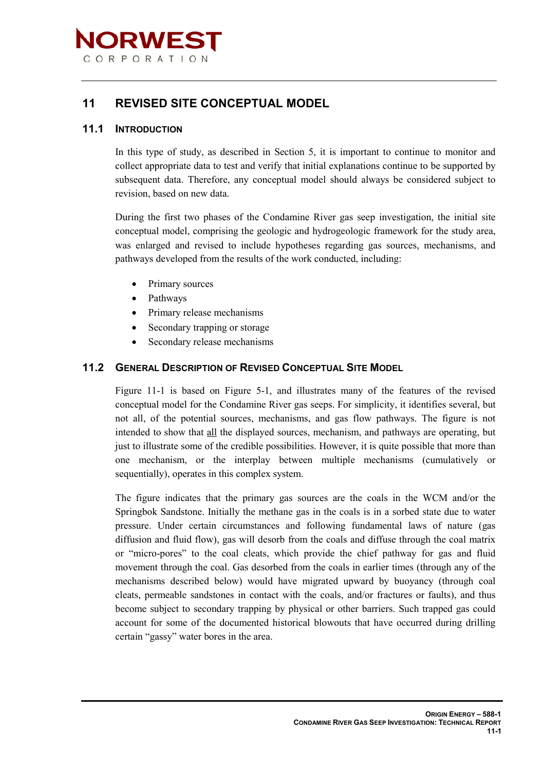# 11 REVISED SITE CONCEPTUAL MODEL

## 11.1 INTRODUCTION

In this type of study, as described in Section 5, it is important to continue to monitor and collect appropriate data to test and verify that initial explanations continue to be supported by subsequent data. Therefore, any conceptual model should always be considered subject to revision, based on new data.

During the first two phases of the Condamine River gas seep investigation, the initial site conceptual model, comprising the geologic and hydrogeologic framework for the study area, was enlarged and revised to include hypotheses regarding gas sources, mechanisms, and pathways developed from the results of the work conducted, including:

- Primary sources
- Pathways
- Primary release mechanisms
- Secondary trapping or storage
- Secondary release mechanisms

## 11.2 GENERAL DESCRIPTION OF REVISED CONCEPTUAL SITE MODEL

Figure 11-1 is based on Figure 5-1, and illustrates many of the features of the revised conceptual model for the Condamine River gas seeps. For simplicity, it identifies several, but not all, of the potential sources, mechanisms, and gas flow pathways. The figure is not intended to show that all the displayed sources, mechanism, and pathways are operating, but just to illustrate some of the credible possibilities. However, it is quite possible that more than one mechanism, or the interplay between multiple mechanisms (cumulatively or sequentially), operates in this complex system.

The figure indicates that the primary gas sources are the coals in the WCM and/or the Springbok Sandstone. Initially the methane gas in the coals is in a sorbed state due to water pressure. Under certain circumstances and following fundamental laws of nature (gas diffusion and fluid flow), gas will desorb from the coals and diffuse through the coal matrix or "micro-pores" to the coal cleats, which provide the chief pathway for gas and fluid movement through the coal. Gas desorbed from the coals in earlier times (through any of the mechanisms described below) would have migrated upward by buoyancy (through coal cleats, permeable sandstones in contact with the coals, and/or fractures or faults), and thus become subject to secondary trapping by physical or other barriers. Such trapped gas could account for some of the documented historical blowouts that have occurred during drilling certain "gassy" water bores in the area.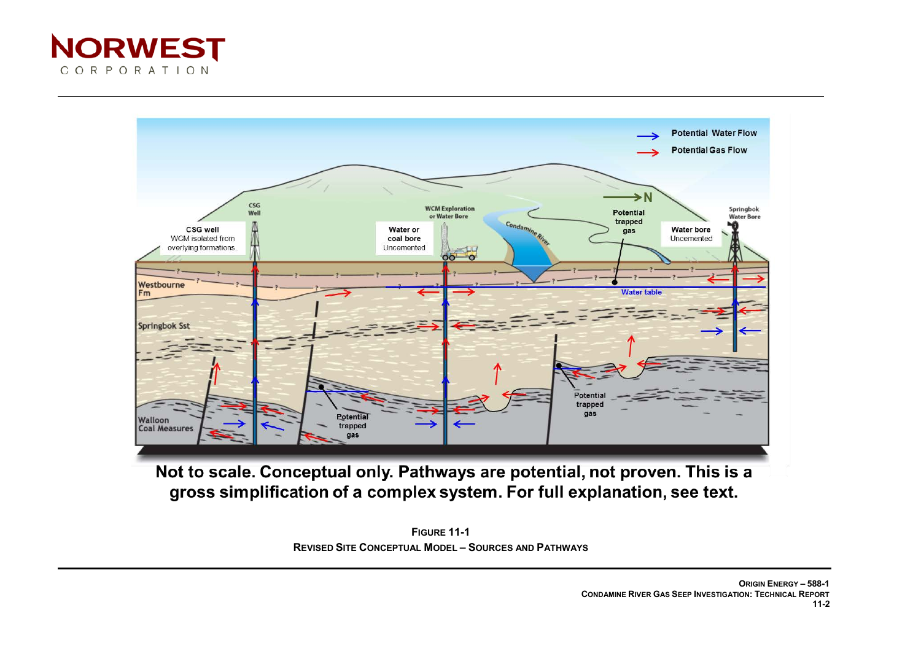Not to scale. Conceptual only. Pathways are potential, not proven. This is a gross simplification of a complex system. For full explanation, see text.

**FIGURE 11-1**

**REVISED SITE CONCEPTUAL MODEL – SOURCES AND PATHWAYS**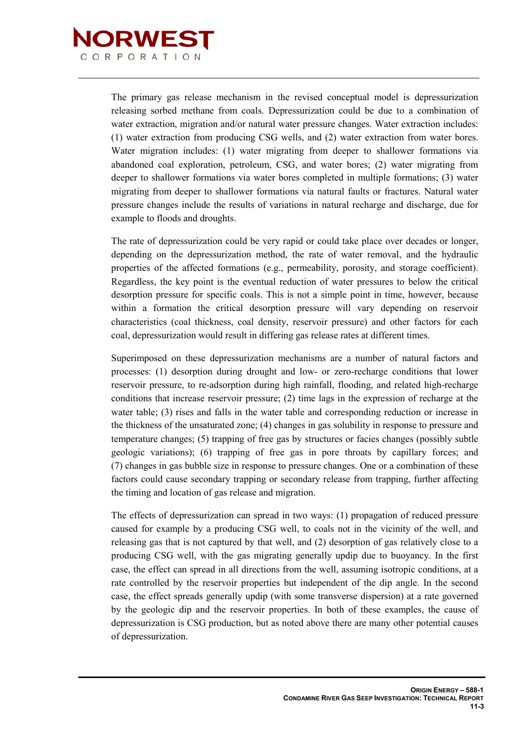The primary gas release mechanism in the revised conceptual model is depressurization releasing sorbed methane from coals. Depressurization could be due to a combination of water extraction, migration and/or natural water pressure changes. Water extraction includes: (1) water extraction from producing CSG wells, and (2) water extraction from water bores. Water migration includes: (1) water migrating from deeper to shallower formations via abandoned coal exploration, petroleum, CSG, and water bores; (2) water migrating from deeper to shallower formations via water bores completed in multiple formations; (3) water migrating from deeper to shallower formations via natural faults or fractures. Natural water pressure changes include the results of variations in natural recharge and discharge, due for example to floods and droughts.

The rate of depressurization could be very rapid or could take place over decades or longer, depending on the depressurization method, the rate of water removal, and the hydraulic properties of the affected formations (e.g., permeability, porosity, and storage coefficient). Regardless, the key point is the eventual reduction of water pressures to below the critical desorption pressure for specific coals. This is not a simple point in time, however, because within a formation the critical desorption pressure will vary depending on reservoir characteristics (coal thickness, coal density, reservoir pressure) and other factors for each coal, depressurization would result in differing gas release rates at different times.

Superimposed on these depressurization mechanisms are a number of natural factors and processes: (1) desorption during drought and low- or zero-recharge conditions that lower reservoir pressure, to re-adsorption during high rainfall, flooding, and related high-recharge conditions that increase reservoir pressure; (2) time lags in the expression of recharge at the water table; (3) rises and falls in the water table and corresponding reduction or increase in the thickness of the unsaturated zone; (4) changes in gas solubility in response to pressure and temperature changes; (5) trapping of free gas by structures or facies changes (possibly subtle geologic variations); (6) trapping of free gas in pore throats by capillary forces; and (7) changes in gas bubble size in response to pressure changes. One or a combination of these factors could cause secondary trapping or secondary release from trapping, further affecting the timing and location of gas release and migration.

The effects of depressurization can spread in two ways: (1) propagation of reduced pressure caused for example by a producing CSG well, to coals not in the vicinity of the well, and releasing gas that is not captured by that well, and (2) desorption of gas relatively close to a producing CSG well, with the gas migrating generally updip due to buoyancy. In the first case, the effect can spread in all directions from the well, assuming isotropic conditions, at a rate controlled by the reservoir properties but independent of the dip angle. In the second case, the effect spreads generally updip (with some transverse dispersion) at a rate governed by the geologic dip and the reservoir properties. In both of these examples, the cause of depressurization is CSG production, but as noted above there are many other potential causes of depressurization.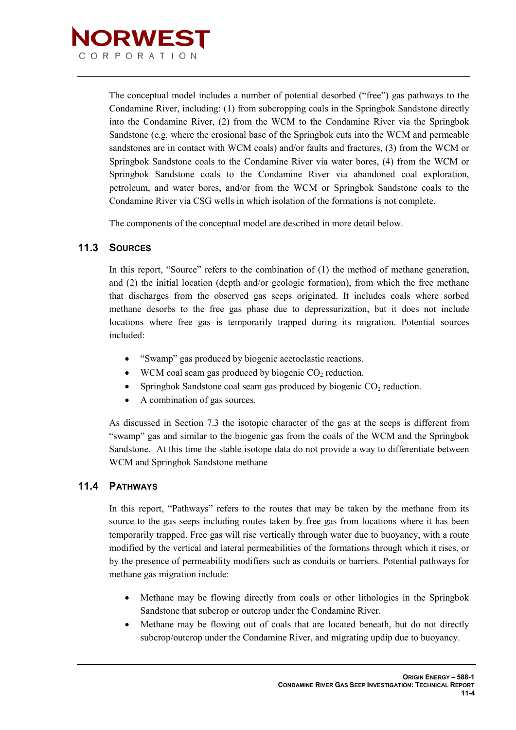The conceptual model includes a number of potential desorbed ("free") gas pathways to the Condamine River, including: (1) from subcropping coals in the Springbok Sandstone directly into the Condamine River, (2) from the WCM to the Condamine River via the Springbok Sandstone (e.g. where the erosional base of the Springbok cuts into the WCM and permeable sandstones are in contact with WCM coals) and/or faults and fractures, (3) from the WCM or Springbok Sandstone coals to the Condamine River via water bores, (4) from the WCM or Springbok Sandstone coals to the Condamine River via abandoned coal exploration, petroleum, and water bores, and/or from the WCM or Springbok Sandstone coals to the Condamine River via CSG wells in which isolation of the formations is not complete.

The components of the conceptual model are described in more detail below.

## 11.3 Sources

In this report, "Source" refers to the combination of (1) the method of methane generation, and (2) the initial location (depth and/or geologic formation), from which the free methane that discharges from the observed gas seeps originated. It includes coals where sorbed methane desorbs to the free gas phase due to depressurization, but it does not include locations where free gas is temporarily trapped during its migration. Potential sources included:

- "Swamp" gas produced by biogenic acetoclastic reactions.
- WCM coal seam gas produced by biogenic $CO_2$ reduction.
- Springbok Sandstone coal seam gas produced by biogenic $CO_2$ reduction.
- A combination of gas sources.

As discussed in Section 7.3 the isotopic character of the gas at the seeps is different from "swamp" gas and similar to the biogenic gas from the coals of the WCM and the Springbok Sandstone. At this time the stable isotope data do not provide a way to differentiate between WCM and Springbok Sandstone methane

## 11.4 Pathways

In this report, "Pathways" refers to the routes that may be taken by the methane from its source to the gas seeps including routes taken by free gas from locations where it has been temporarily trapped. Free gas will rise vertically through water due to buoyancy, with a route modified by the vertical and lateral permeabilities of the formations through which it rises, or by the presence of permeability modifiers such as conduits or barriers. Potential pathways for methane gas migration include:

- Methane may be flowing directly from coals or other lithologies in the Springbok Sandstone that subcrop or outcrop under the Condamine River.
- Methane may be flowing out of coals that are located beneath, but do not directly subcrop/outcrop under the Condamine River, and migrating updip due to buoyancy.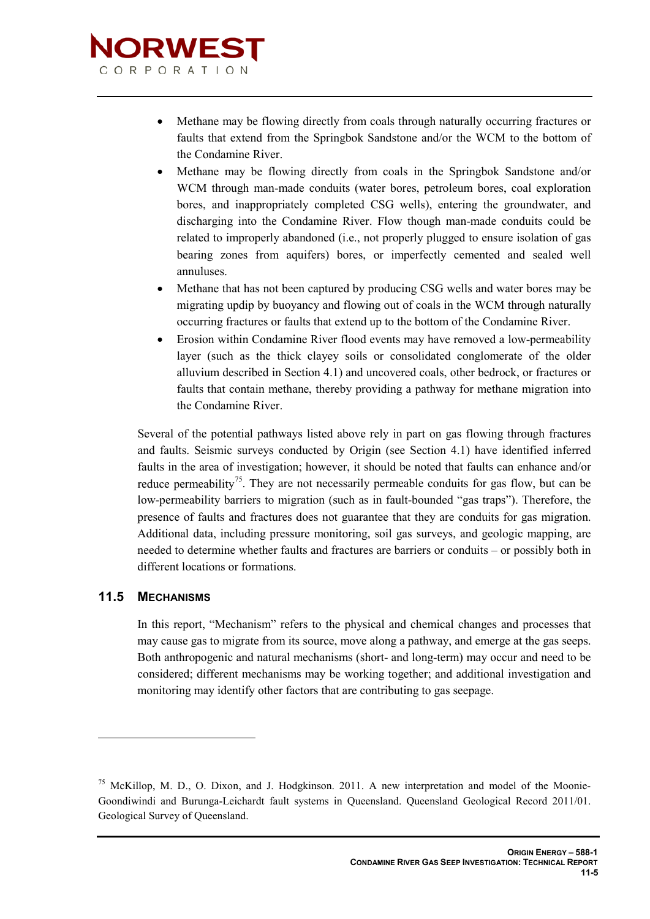- Methane may be flowing directly from coals through naturally occurring fractures or faults that extend from the Springbok Sandstone and/or the WCM to the bottom of the Condamine River.
- Methane may be flowing directly from coals in the Springbok Sandstone and/or WCM through man-made conduits (water bores, petroleum bores, coal exploration bores, and inappropriately completed CSG wells), entering the groundwater, and discharging into the Condamine River. Flow though man-made conduits could be related to improperly abandoned (i.e., not properly plugged to ensure isolation of gas bearing zones from aquifers) bores, or imperfectly cemented and sealed well annuluses.
- Methane that has not been captured by producing CSG wells and water bores may be migrating updip by buoyancy and flowing out of coals in the WCM through naturally occurring fractures or faults that extend up to the bottom of the Condamine River.
- Erosion within Condamine River flood events may have removed a low-permeability layer (such as the thick clayey soils or consolidated conglomerate of the older alluvium described in Section 4.1) and uncovered coals, other bedrock, or fractures or faults that contain methane, thereby providing a pathway for methane migration into the Condamine River.

Several of the potential pathways listed above rely in part on gas flowing through fractures and faults. Seismic surveys conducted by Origin (see Section 4.1) have identified inferred faults in the area of investigation; however, it should be noted that faults can enhance and/or reduce permeability[75]. They are not necessarily permeable conduits for gas flow, but can be low-permeability barriers to migration (such as in fault-bounded "gas traps"). Therefore, the presence of faults and fractures does not guarantee that they are conduits for gas migration. Additional data, including pressure monitoring, soil gas surveys, and geologic mapping, are needed to determine whether faults and fractures are barriers or conduits – or possibly both in different locations or formations.

## 11.5 Mechanisms

In this report, "Mechanism" refers to the physical and chemical changes and processes that may cause gas to migrate from its source, move along a pathway, and emerge at the gas seeps. Both anthropogenic and natural mechanisms (short- and long-term) may occur and need to be considered; different mechanisms may be working together; and additional investigation and monitoring may identify other factors that are contributing to gas seepage.

---

[75] McKillop, M. D., O. Dixon, and J. Hodgkinson. 2011. A new interpretation and model of the Moonie-Goondiwindi and Burunga-Leichardt fault systems in Queensland. Queensland Geological Record 2011/01. Geological Survey of Queensland.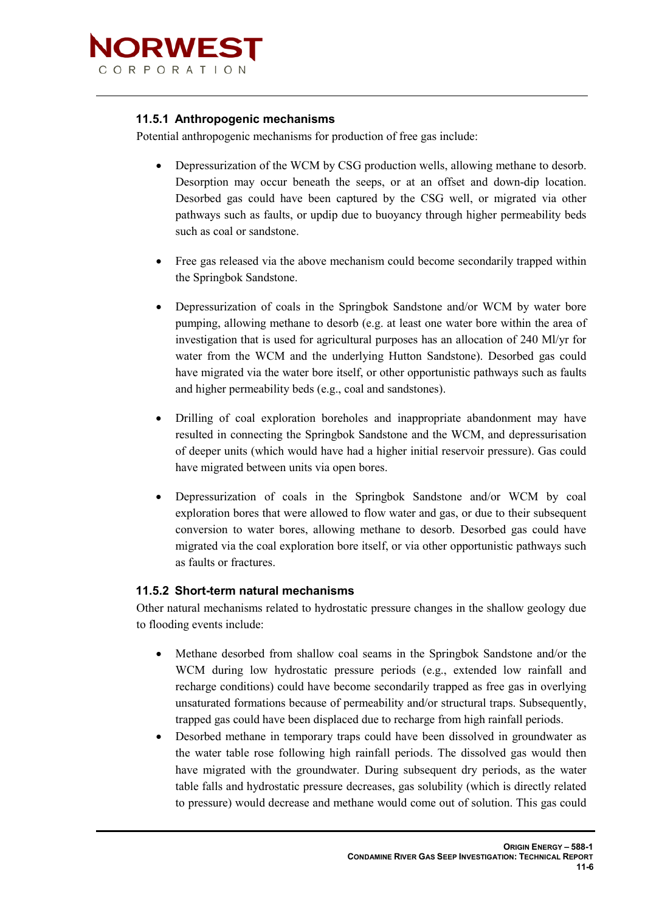### 11.5.1 Anthropogenic mechanisms

Potential anthropogenic mechanisms for production of free gas include:

- Depressurization of the WCM by CSG production wells, allowing methane to desorb. Desorption may occur beneath the seeps, or at an offset and down-dip location. Desorbed gas could have been captured by the CSG well, or migrated via other pathways such as faults, or updip due to buoyancy through higher permeability beds such as coal or sandstone.

- Free gas released via the above mechanism could become secondarily trapped within the Springbok Sandstone.

- Depressurization of coals in the Springbok Sandstone and/or WCM by water bore pumping, allowing methane to desorb (e.g. at least one water bore within the area of investigation that is used for agricultural purposes has an allocation of 240 Ml/yr for water from the WCM and the underlying Hutton Sandstone). Desorbed gas could have migrated via the water bore itself, or other opportunistic pathways such as faults and higher permeability beds (e.g., coal and sandstones).

- Drilling of coal exploration boreholes and inappropriate abandonment may have resulted in connecting the Springbok Sandstone and the WCM, and depressurisation of deeper units (which would have had a higher initial reservoir pressure). Gas could have migrated between units via open bores.

- Depressurization of coals in the Springbok Sandstone and/or WCM by coal exploration bores that were allowed to flow water and gas, or due to their subsequent conversion to water bores, allowing methane to desorb. Desorbed gas could have migrated via the coal exploration bore itself, or via other opportunistic pathways such as faults or fractures.

### 11.5.2 Short-term natural mechanisms

Other natural mechanisms related to hydrostatic pressure changes in the shallow geology due to flooding events include:

- Methane desorbed from shallow coal seams in the Springbok Sandstone and/or the WCM during low hydrostatic pressure periods (e.g., extended low rainfall and recharge conditions) could have become secondarily trapped as free gas in overlying unsaturated formations because of permeability and/or structural traps. Subsequently, trapped gas could have been displaced due to recharge from high rainfall periods.
- Desorbed methane in temporary traps could have been dissolved in groundwater as the water table rose following high rainfall periods. The dissolved gas would then have migrated with the groundwater. During subsequent dry periods, as the water table falls and hydrostatic pressure decreases, gas solubility (which is directly related to pressure) would decrease and methane would come out of solution. This gas could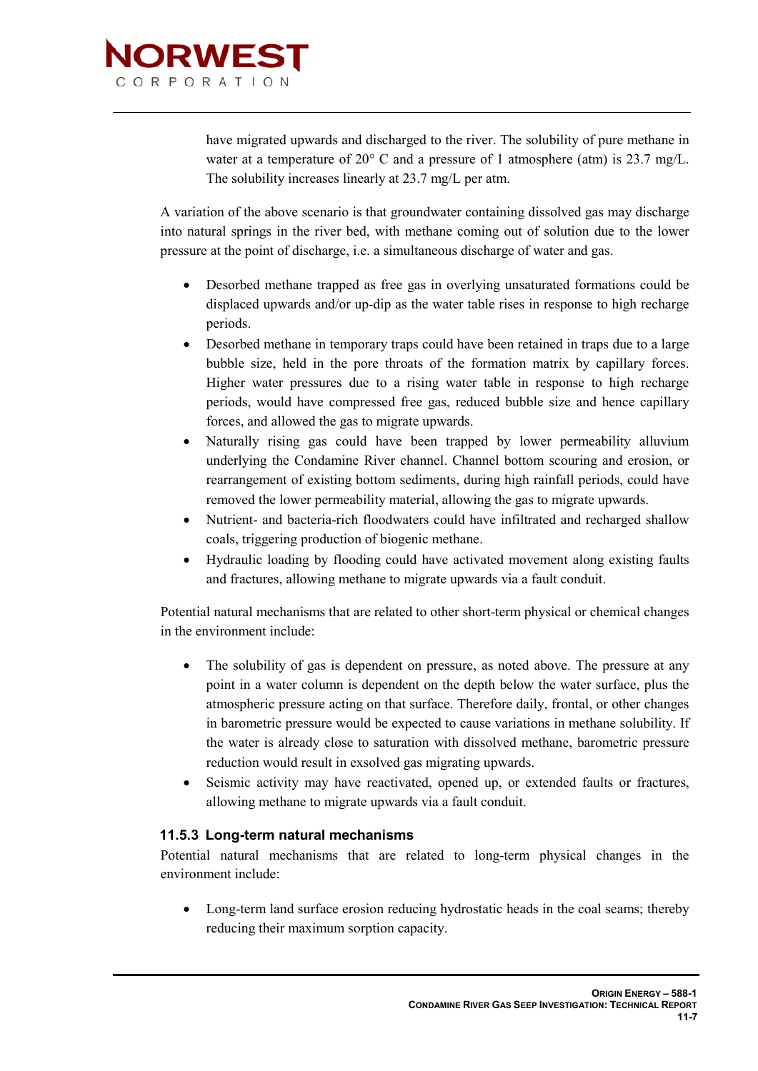have migrated upwards and discharged to the river. The solubility of pure methane in water at a temperature of 20° C and a pressure of 1 atmosphere (atm) is 23.7 mg/L. The solubility increases linearly at 23.7 mg/L per atm.

A variation of the above scenario is that groundwater containing dissolved gas may discharge into natural springs in the river bed, with methane coming out of solution due to the lower pressure at the point of discharge, i.e. a simultaneous discharge of water and gas.

- Desorbed methane trapped as free gas in overlying unsaturated formations could be displaced upwards and/or up-dip as the water table rises in response to high recharge periods.
- Desorbed methane in temporary traps could have been retained in traps due to a large bubble size, held in the pore throats of the formation matrix by capillary forces. Higher water pressures due to a rising water table in response to high recharge periods, would have compressed free gas, reduced bubble size and hence capillary forces, and allowed the gas to migrate upwards.
- Naturally rising gas could have been trapped by lower permeability alluvium underlying the Condamine River channel. Channel bottom scouring and erosion, or rearrangement of existing bottom sediments, during high rainfall periods, could have removed the lower permeability material, allowing the gas to migrate upwards.
- Nutrient- and bacteria-rich floodwaters could have infiltrated and recharged shallow coals, triggering production of biogenic methane.
- Hydraulic loading by flooding could have activated movement along existing faults and fractures, allowing methane to migrate upwards via a fault conduit.

Potential natural mechanisms that are related to other short-term physical or chemical changes in the environment include:

- The solubility of gas is dependent on pressure, as noted above. The pressure at any point in a water column is dependent on the depth below the water surface, plus the atmospheric pressure acting on that surface. Therefore daily, frontal, or other changes in barometric pressure would be expected to cause variations in methane solubility. If the water is already close to saturation with dissolved methane, barometric pressure reduction would result in exsolved gas migrating upwards.
- Seismic activity may have reactivated, opened up, or extended faults or fractures, allowing methane to migrate upwards via a fault conduit.

### 11.5.3 Long-term natural mechanisms

Potential natural mechanisms that are related to long-term physical changes in the environment include:

- Long-term land surface erosion reducing hydrostatic heads in the coal seams; thereby reducing their maximum sorption capacity.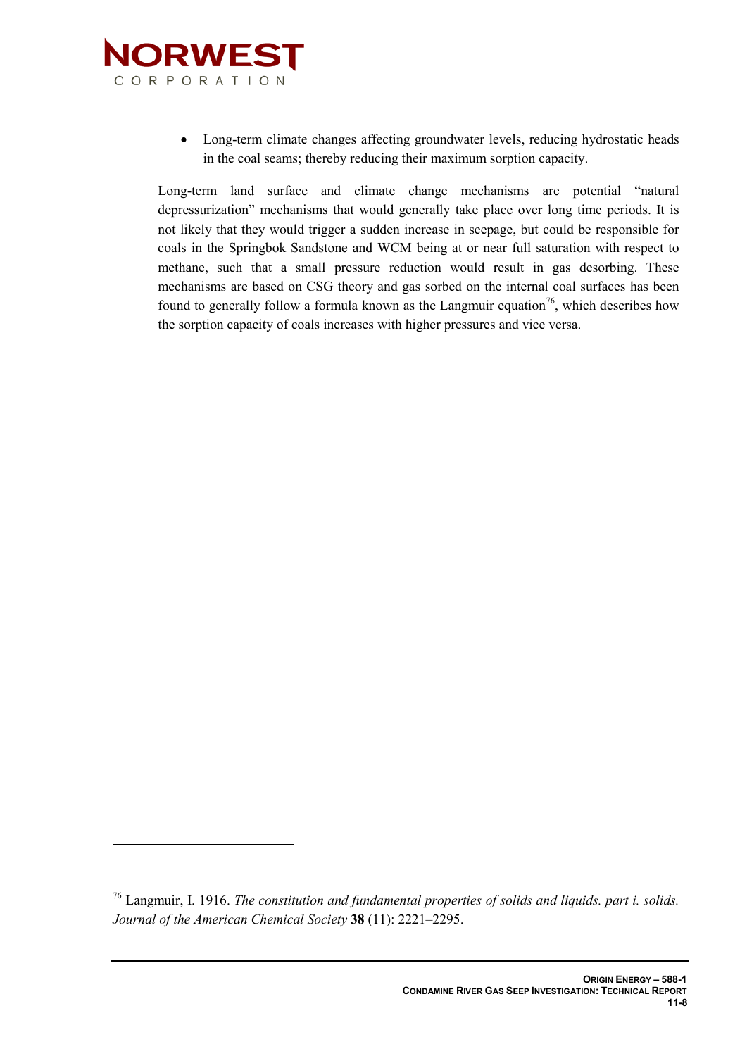- Long-term climate changes affecting groundwater levels, reducing hydrostatic heads in the coal seams; thereby reducing their maximum sorption capacity.

Long-term land surface and climate change mechanisms are potential "natural depressurization" mechanisms that would generally take place over long time periods. It is not likely that they would trigger a sudden increase in seepage, but could be responsible for coals in the Springbok Sandstone and WCM being at or near full saturation with respect to methane, such that a small pressure reduction would result in gas desorbing. These mechanisms are based on CSG theory and gas sorbed on the internal coal surfaces has been found to generally follow a formula known as the Langmuir equation[76], which describes how the sorption capacity of coals increases with higher pressures and vice versa.

---

[76] Langmuir, I. 1916. *The constitution and fundamental properties of solids and liquids. part i. solids. Journal of the American Chemical Society* **38** (11): 2221–2295.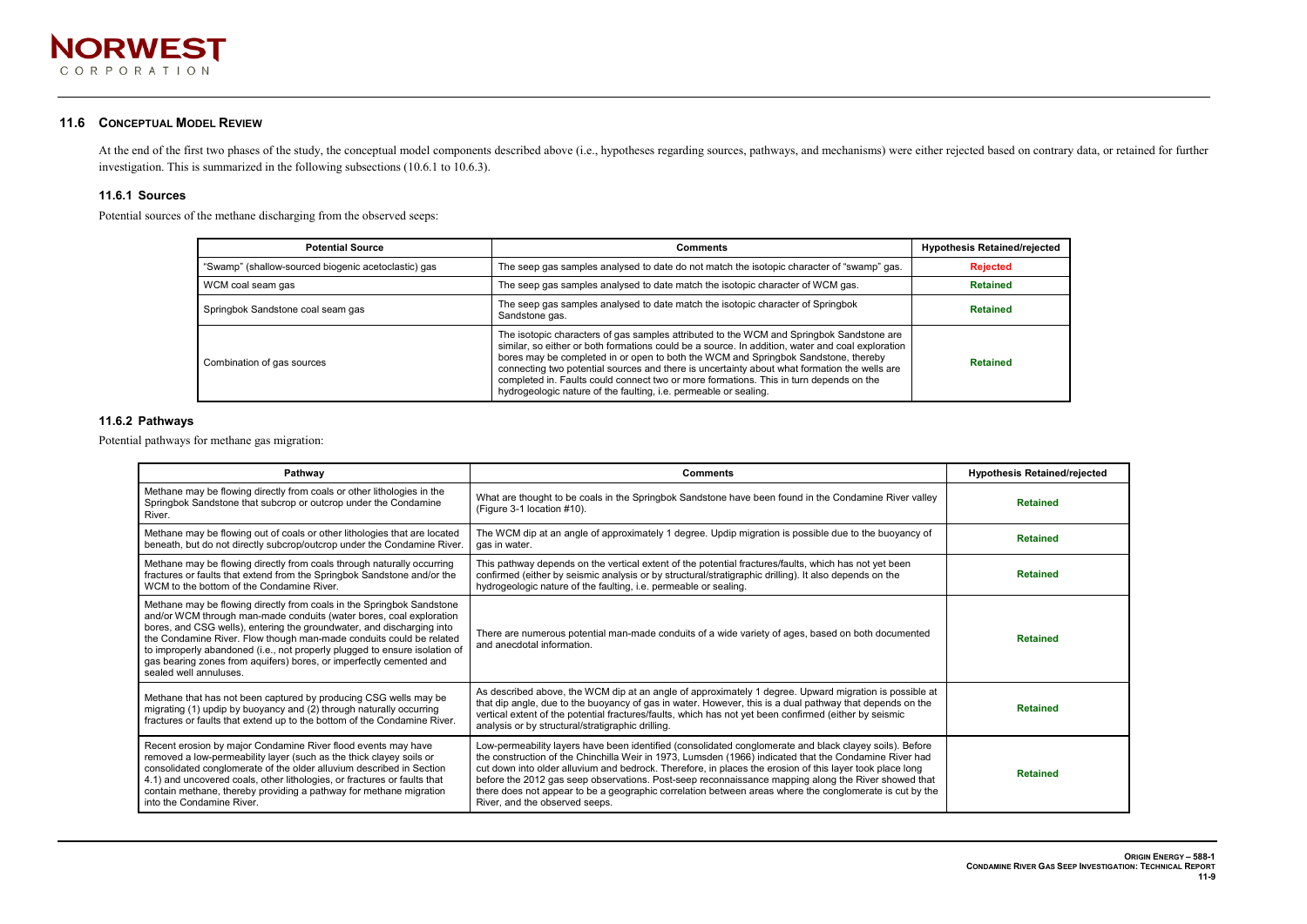## 11.6 Conceptual Model Review

At the end of the first two phases of the study, the conceptual model components described above (i.e., hypotheses regarding sources, pathways, and mechanisms) were either rejected based on contrary data, or retained for further investigation. This is summarized in the following subsections (10.6.1 to 10.6.3).

### 11.6.1 Sources

Potential sources of the methane discharging from the observed seeps:

| Potential Source | Comments | Hypothesis Retained/rejected |
|---|---|---|
| "Swamp" (shallow-sourced biogenic acetoclastic) gas | The seep gas samples analysed to date do not match the isotopic character of "swamp" gas. | **Rejected** |
| WCM coal seam gas | The seep gas samples analysed to date match the isotopic character of WCM gas. | **Retained** |
| Springbok Sandstone coal seam gas | The seep gas samples analysed to date match the isotopic character of Springbok Sandstone gas. | **Retained** |
| Combination of gas sources | The isotopic characters of gas samples attributed to the WCM and Springbok Sandstone are similar, so either or both formations could be a source. In addition, water and coal exploration bores may be completed in or open to both the WCM and Springbok Sandstone, thereby connecting two potential sources and there is uncertainty about what formation the wells are completed in. Faults could connect two or more formations. This in turn depends on the hydrogeologic nature of the faulting, i.e. permeable or sealing. | **Retained** |

### 11.6.2 Pathways

Potential pathways for methane gas migration:

| Pathway | Comments | Hypothesis Retained/rejected |
|---|---|---|
| Methane may be flowing directly from coals or other lithologies in the Springbok Sandstone that subcrop or outcrop under the Condamine River. | What are thought to be coals in the Springbok Sandstone have been found in the Condamine River valley (Figure 3-1 location #10). | **Retained** |
| Methane may be flowing out of coals or other lithologies that are located beneath, but do not directly subcrop/outcrop under the Condamine River. | The WCM dip at an angle of approximately 1 degree. Updip migration is possible due to the buoyancy of gas in water. | **Retained** |
| Methane may be flowing directly from coals through naturally occurring fractures or faults that extend from the Springbok Sandstone and/or the WCM to the bottom of the Condamine River. | This pathway depends on the vertical extent of the potential fractures/faults, which has not yet been confirmed (either by seismic analysis or by structural/stratigraphic drilling). It also depends on the hydrogeologic nature of the faulting, i.e. permeable or sealing. | **Retained** |
| Methane may be flowing directly from coals in the Springbok Sandstone and/or WCM through man-made conduits (water bores, coal exploration bores, and CSG wells), entering the groundwater, and discharging into the Condamine River. Flow though man-made conduits could be related to improperly abandoned (i.e., not properly plugged to ensure isolation of gas bearing zones from aquifers) bores, or imperfectly cemented and sealed well annuluses. | There are numerous potential man-made conduits of a wide variety of ages, based on both documented and anecdotal information. | **Retained** |
| Methane that has not been captured by producing CSG wells may be migrating (1) updip by buoyancy and (2) through naturally occurring fractures or faults that extend up to the bottom of the Condamine River. | As described above, the WCM dip at an angle of approximately 1 degree. Upward migration is possible at that dip angle, due to the buoyancy of gas in water. However, this is a dual pathway that depends on the vertical extent of the potential fractures/faults, which has not yet been confirmed (either by seismic analysis or by structural/stratigraphic drilling. | **Retained** |
| Recent erosion by major Condamine River flood events may have removed a low-permeability layer (such as the thick clayey soils or consolidated conglomerate of the older alluvium described in Section 4.1) and uncovered coals, other lithologies, or fractures or faults that contain methane, thereby providing a pathway for methane migration into the Condamine River. | Low-permeability layers have been identified (consolidated conglomerate and black clayey soils). Before the construction of the Chinchilla Weir in 1973, Lumsden (1966) indicated that the Condamine River had cut down into older alluvium and bedrock. Therefore, in places the erosion of this layer took place long before the 2012 gas seep observations. Post-seep reconnaissance mapping along the River showed that there does not appear to be a geographic correlation between areas where the conglomerate is cut by the River, and the observed seeps. | **Retained** |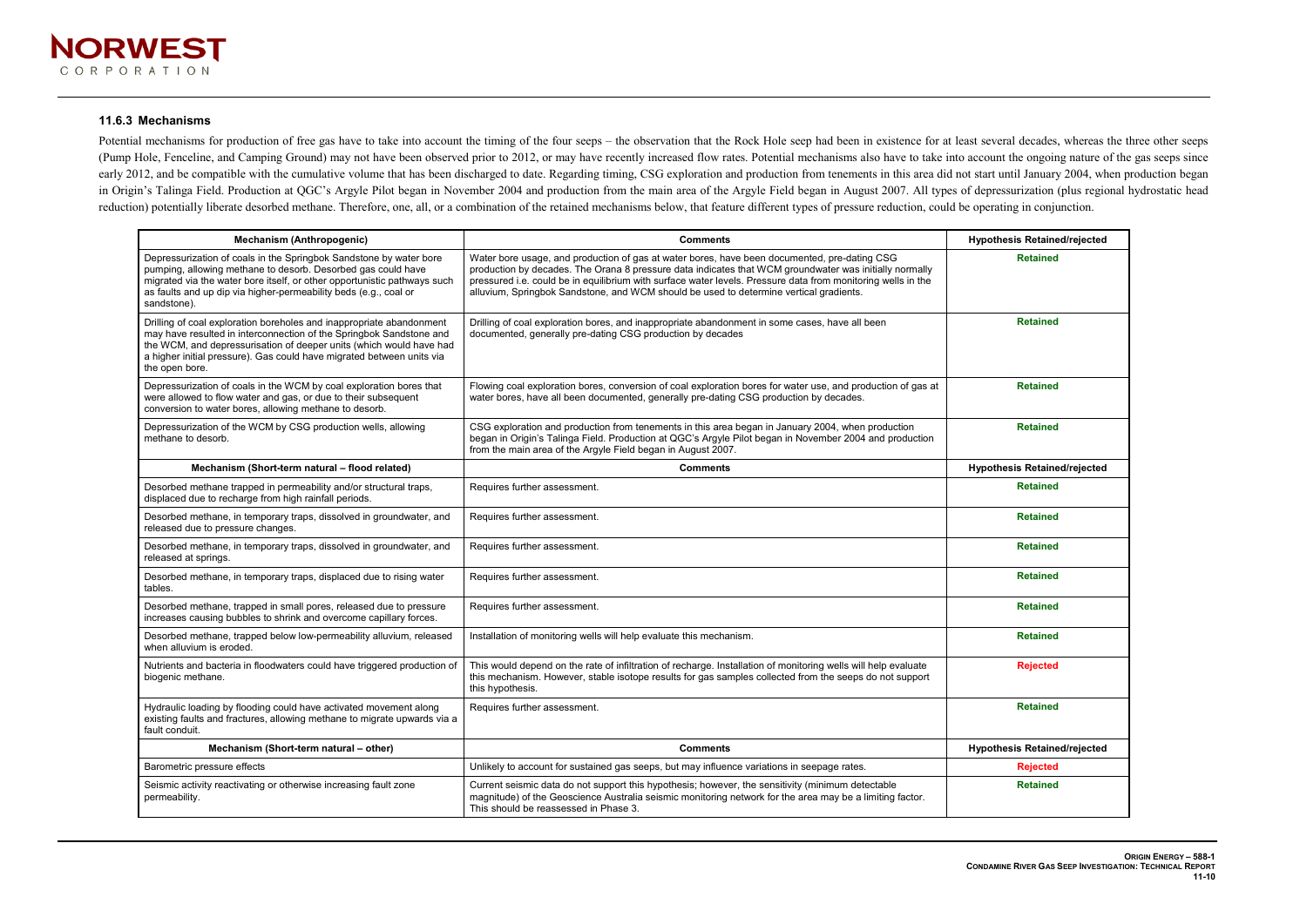### 11.6.3 Mechanisms

Potential mechanisms for production of free gas have to take into account the timing of the four seeps – the observation that the Rock Hole seep had been in existence for at least several decades, whereas the three other seeps (Pump Hole, Fenceline, and Camping Ground) may not have been observed prior to 2012, or may have recently increased flow rates. Potential mechanisms also have to take into account the ongoing nature of the gas seeps since early 2012, and be compatible with the cumulative volume that has been discharged to date. Regarding timing, CSG exploration and production from tenements in this area did not start until January 2004, when production began in Origin's Talinga Field. Production at QGC's Argyle Pilot began in November 2004 and production from the main area of the Argyle Field began in August 2007. All types of depressurization (plus regional hydrostatic head reduction) potentially liberate desorbed methane. Therefore, one, all, or a combination of the retained mechanisms below, that feature different types of pressure reduction, could be operating in conjunction.

| Mechanism (Anthropogenic) | Comments | Hypothesis Retained/rejected |
|---|---|---|
| Depressurization of coals in the Springbok Sandstone by water bore pumping, allowing methane to desorb. Desorbed gas could have migrated via the water bore itself, or other opportunistic pathways such as faults and up dip via higher-permeability beds (e.g., coal or sandstone). | Water bore usage, and production of gas at water bores, have been documented, pre-dating CSG production by decades. The Orana 8 pressure data indicates that WCM groundwater was initially normally pressured i.e. could be in equilibrium with surface water levels. Pressure data from monitoring wells in the alluvium, Springbok Sandstone, and WCM should be used to determine vertical gradients. | Retained |
| Drilling of coal exploration boreholes and inappropriate abandonment may have resulted in interconnection of the Springbok Sandstone and the WCM, and depressurisation of deeper units (which would have had a higher initial pressure). Gas could have migrated between units via the open bore. | Drilling of coal exploration bores, and inappropriate abandonment in some cases, have all been documented, generally pre-dating CSG production by decades | Retained |
| Depressurization of coals in the WCM by coal exploration bores that were allowed to flow water and gas, or due to their subsequent conversion to water bores, allowing methane to desorb. | Flowing coal exploration bores, conversion of coal exploration bores for water use, and production of gas at water bores, have all been documented, generally pre-dating CSG production by decades. | Retained |
| Depressurization of the WCM by CSG production wells, allowing methane to desorb. | CSG exploration and production from tenements in this area began in January 2004, when production began in Origin's Talinga Field. Production at QGC's Argyle Pilot began in November 2004 and production from the main area of the Argyle Field began in August 2007. | Retained |
| **Mechanism (Short-term natural – flood related)** | **Comments** | **Hypothesis Retained/rejected** |
| Desorbed methane trapped in permeability and/or structural traps, displaced due to recharge from high rainfall periods. | Requires further assessment. | Retained |
| Desorbed methane, in temporary traps, dissolved in groundwater, and released due to pressure changes. | Requires further assessment. | Retained |
| Desorbed methane, in temporary traps, dissolved in groundwater, and released at springs. | Requires further assessment. | Retained |
| Desorbed methane, in temporary traps, displaced due to rising water tables. | Requires further assessment. | Retained |
| Desorbed methane, trapped in small pores, released due to pressure increases causing bubbles to shrink and overcome capillary forces. | Requires further assessment. | Retained |
| Desorbed methane, trapped below low-permeability alluvium, released when alluvium is eroded. | Installation of monitoring wells will help evaluate this mechanism. | Retained |
| Nutrients and bacteria in floodwaters could have triggered production of biogenic methane. | This would depend on the rate of infiltration of recharge. Installation of monitoring wells will help evaluate this mechanism. However, stable isotope results for gas samples collected from the seeps do not support this hypothesis. | Rejected |
| Hydraulic loading by flooding could have activated movement along existing faults and fractures, allowing methane to migrate upwards via a fault conduit. | Requires further assessment. | Retained |
| **Mechanism (Short-term natural – other)** | **Comments** | **Hypothesis Retained/rejected** |
| Barometric pressure effects | Unlikely to account for sustained gas seeps, but may influence variations in seepage rates. | Rejected |
| Seismic activity reactivating or otherwise increasing fault zone permeability. | Current seismic data do not support this hypothesis; however, the sensitivity (minimum detectable magnitude) of the Geoscience Australia seismic monitoring network for the area may be a limiting factor. This should be reassessed in Phase 3. | Retained |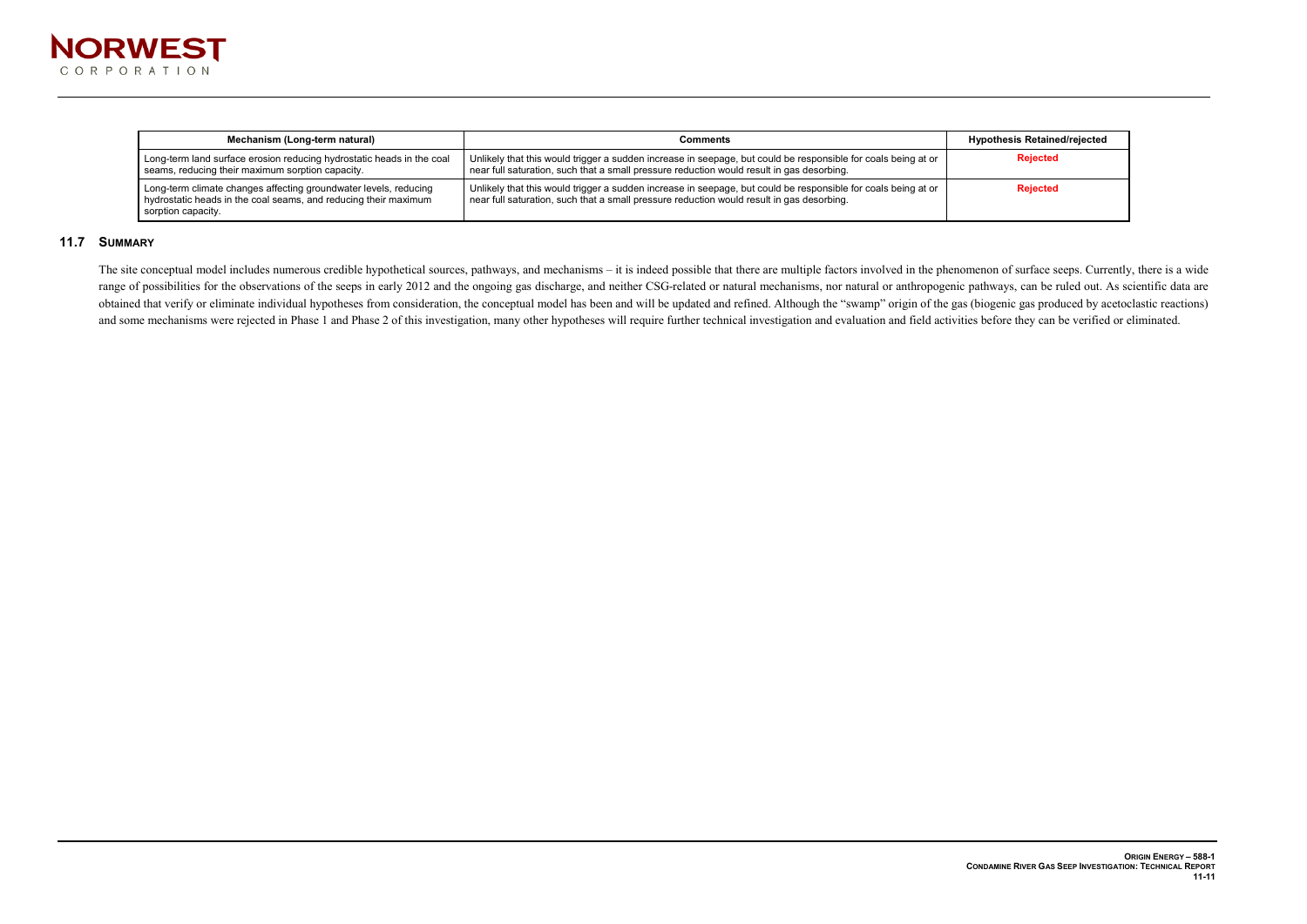| Mechanism (Long-term natural) | Comments | Hypothesis Retained/rejected |
|---|---|---|
| Long-term land surface erosion reducing hydrostatic heads in the coal seams, reducing their maximum sorption capacity. | Unlikely that this would trigger a sudden increase in seepage, but could be responsible for coals being at or near full saturation, such that a small pressure reduction would result in gas desorbing. | Rejected |
| Long-term climate changes affecting groundwater levels, reducing hydrostatic heads in the coal seams, and reducing their maximum sorption capacity. | Unlikely that this would trigger a sudden increase in seepage, but could be responsible for coals being at or near full saturation, such that a small pressure reduction would result in gas desorbing. | Rejected |

## 11.7 SUMMARY

The site conceptual model includes numerous credible hypothetical sources, pathways, and mechanisms – it is indeed possible that there are multiple factors involved in the phenomenon of surface seeps. Currently, there is a wide range of possibilities for the observations of the seeps in early 2012 and the ongoing gas discharge, and neither CSG-related or natural mechanisms, nor natural or anthropogenic pathways, can be ruled out. As scientific data are obtained that verify or eliminate individual hypotheses from consideration, the conceptual model has been and will be updated and refined. Although the "swamp" origin of the gas (biogenic gas produced by acetoclastic reactions) and some mechanisms were rejected in Phase 1 and Phase 2 of this investigation, many other hypotheses will require further technical investigation and evaluation and field activities before they can be verified or eliminated.